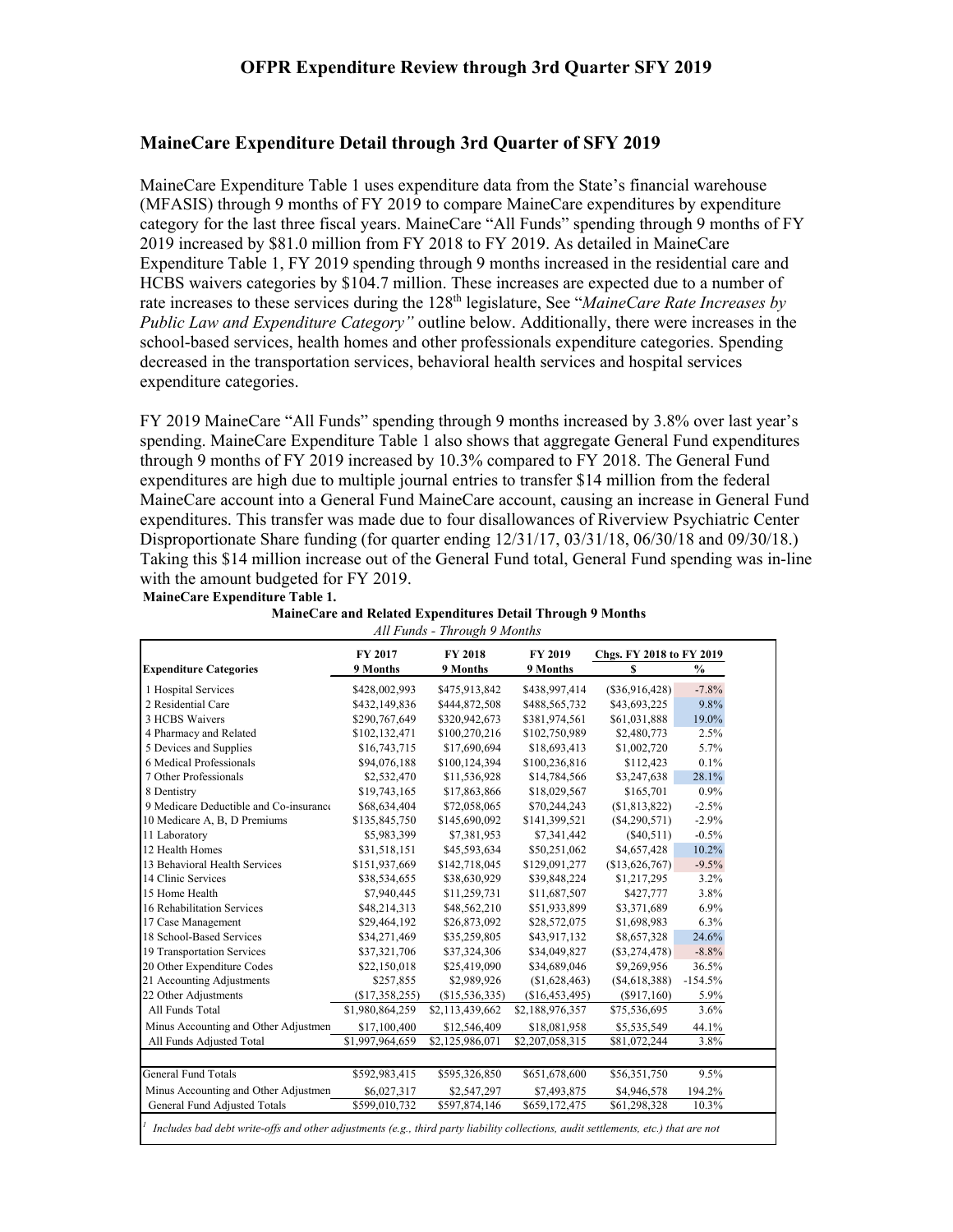## MaineCare Expenditure Detail through 3rd Quarter of SFY 2019

MaineCare Expenditure Table 1 uses expenditure data from the State's financial warehouse (MFASIS) through 9 months of FY 2019 to compare MaineCare expenditures by expenditure category for the last three fiscal years. MaineCare "All Funds" spending through 9 months of FY 2019 increased by $81.0 million from FY 2018 to FY 2019. As detailed in MaineCare Expenditure Table 1, FY 2019 spending through 9 months increased in the residential care and HCBS waivers categories by $104.7 million. These increases are expected due to a number of rate increases to these services during the 128th legislature, See "*MaineCare Rate Increases by Public Law and Expenditure Category"* outline below. Additionally, there were increases in the school-based services, health homes and other professionals expenditure categories. Spending decreased in the transportation services, behavioral health services and hospital services expenditure categories.

FY 2019 MaineCare "All Funds" spending through 9 months increased by 3.8% over last year's spending. MaineCare Expenditure Table 1 also shows that aggregate General Fund expenditures through 9 months of FY 2019 increased by 10.3% compared to FY 2018. The General Fund expenditures are high due to multiple journal entries to transfer $14 million from the federal MaineCare account into a General Fund MaineCare account, causing an increase in General Fund expenditures. This transfer was made due to four disallowances of Riverview Psychiatric Center Disproportionate Share funding (for quarter ending 12/31/17, 03/31/18, 06/30/18 and 09/30/18.) Taking this $14 million increase out of the General Fund total, General Fund spending was in-line with the amount budgeted for FY 2019.

**MaineCare Expenditure Table 1.**

**MaineCare and Related Expenditures Detail Through 9 Months**

*All Funds - Through 9 Months*

| Expenditure Categories | FY 2017 9 Months | FY 2018 9 Months | FY 2019 9 Months | Chgs. FY 2018 to FY 2019 $ | % |
|---|---|---|---|---|---|
| 1 Hospital Services | $428,002,993 | $475,913,842 | $438,997,414 | ($36,916,428) | -7.8% |
| 2 Residential Care | $432,149,836 | $444,872,508 | $488,565,732 | $43,693,225 | 9.8% |
| 3 HCBS Waivers | $290,767,649 | $320,942,673 | $381,974,561 | $61,031,888 | 19.0% |
| 4 Pharmacy and Related | $102,132,471 | $100,270,216 | $102,750,989 | $2,480,773 | 2.5% |
| 5 Devices and Supplies | $16,743,715 | $17,690,694 | $18,693,413 | $1,002,720 | 5.7% |
| 6 Medical Professionals | $94,076,188 | $100,124,394 | $100,236,816 | $112,423 | 0.1% |
| 7 Other Professionals | $2,532,470 | $11,536,928 | $14,784,566 | $3,247,638 | 28.1% |
| 8 Dentistry | $19,743,165 | $17,863,866 | $18,029,567 | $165,701 | 0.9% |
| 9 Medicare Deductible and Co-insurance | $68,634,404 | $72,058,065 | $70,244,243 | ($1,813,822) | -2.5% |
| 10 Medicare A, B, D Premiums | $135,845,750 | $145,690,092 | $141,399,521 | ($4,290,571) | -2.9% |
| 11 Laboratory | $5,983,399 | $7,381,953 | $7,341,442 | ($40,511) | -0.5% |
| 12 Health Homes | $31,518,151 | $45,593,634 | $50,251,062 | $4,657,428 | 10.2% |
| 13 Behavioral Health Services | $151,937,669 | $142,718,045 | $129,091,277 | ($13,626,767) | -9.5% |
| 14 Clinic Services | $38,534,655 | $38,630,929 | $39,848,224 | $1,217,295 | 3.2% |
| 15 Home Health | $7,940,445 | $11,259,731 | $11,687,507 | $427,777 | 3.8% |
| 16 Rehabilitation Services | $48,214,313 | $48,562,210 | $51,933,899 | $3,371,689 | 6.9% |
| 17 Case Management | $29,464,192 | $26,873,092 | $28,572,075 | $1,698,983 | 6.3% |
| 18 School-Based Services | $34,271,469 | $35,259,805 | $43,917,132 | $8,657,328 | 24.6% |
| 19 Transportation Services | $37,321,706 | $37,324,306 | $34,049,827 | ($3,274,478) | -8.8% |
| 20 Other Expenditure Codes | $22,150,018 | $25,419,090 | $34,689,046 | $9,269,956 | 36.5% |
| 21 Accounting Adjustments | $257,855 | $2,989,926 | ($1,628,463) | ($4,618,388) | -154.5% |
| 22 Other Adjustments | ($17,358,255) | ($15,536,335) | ($16,453,495) | ($917,160) | 5.9% |
| All Funds Total | $1,980,864,259 | $2,113,439,662 | $2,188,976,357 | $75,536,695 | 3.6% |
| Minus Accounting and Other Adjustments | $17,100,400 | $12,546,409 | $18,081,958 | $5,535,549 | 44.1% |
| All Funds Adjusted Total | $1,997,964,659 | $2,125,986,071 | $2,207,058,315 | $81,072,244 | 3.8% |
| | | | | | |
| General Fund Totals | $592,983,415 | $595,326,850 | $651,678,600 | $56,351,750 | 9.5% |
| Minus Accounting and Other Adjustments | $6,027,317 | $2,547,297 | $7,493,875 | $4,946,578 | 194.2% |
| General Fund Adjusted Totals | $599,010,732 | $597,874,146 | $659,172,475 | $61,298,328 | 10.3% |

[1] *Includes bad debt write-offs and other adjustments (e.g., third party liability collections, audit settlements, etc.) that are not*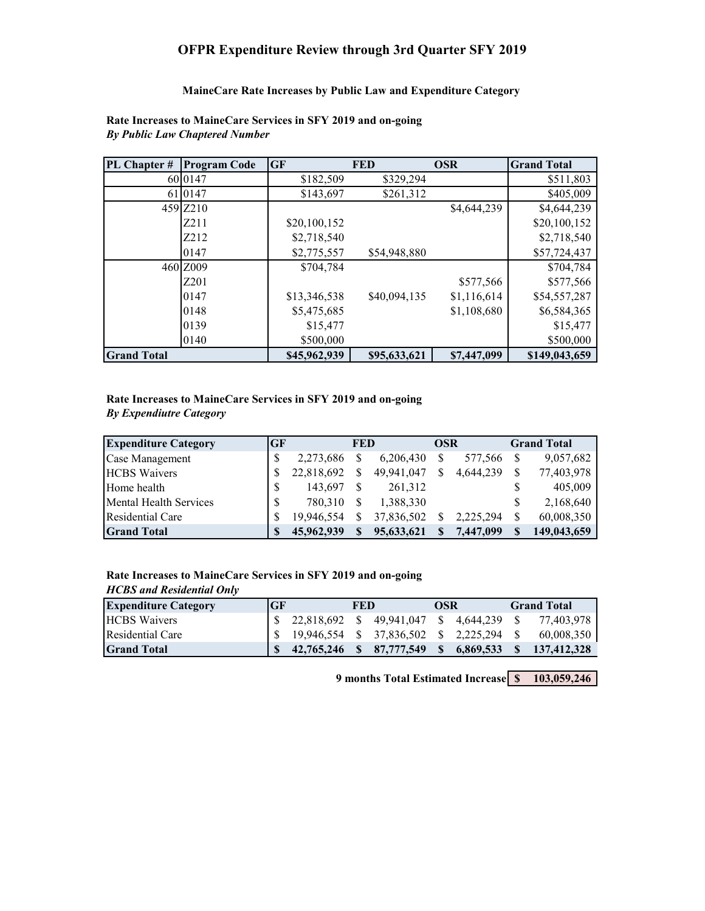# OFPR Expenditure Review through 3rd Quarter SFY 2019

### MaineCare Rate Increases by Public Law and Expenditure Category

**Rate Increases to MaineCare Services in SFY 2019 and on-going**
***By Public Law Chaptered Number***

| PL Chapter # | Program Code | GF | FED | OSR | Grand Total |
|---|---|---|---|---|---|
| 60 | 0147 | $182,509 | $329,294 | | $511,803 |
| 61 | 0147 | $143,697 | $261,312 | | $405,009 |
| 459 | Z210 | | | $4,644,239 | $4,644,239 |
| | Z211 | $20,100,152 | | | $20,100,152 |
| | Z212 | $2,718,540 | | | $2,718,540 |
| | 0147 | $2,775,557 | $54,948,880 | | $57,724,437 |
| 460 | Z009 | $704,784 | | | $704,784 |
| | Z201 | | | $577,566 | $577,566 |
| | 0147 | $13,346,538 | $40,094,135 | $1,116,614 | $54,557,287 |
| | 0148 | $5,475,685 | | $1,108,680 | $6,584,365 |
| | 0139 | $15,477 | | | $15,477 |
| | 0140 | $500,000 | | | $500,000 |
| **Grand Total** | | **$45,962,939** | **$95,633,621** | **$7,447,099** | **$149,043,659** |

**Rate Increases to MaineCare Services in SFY 2019 and on-going**
***By Expendiutre Category***

| Expenditure Category | GF | FED | OSR | Grand Total |
|---|---|---|---|---|
| Case Management | $ 2,273,686 | $ 6,206,430 | $ 577,566 | $ 9,057,682 |
| HCBS Waivers | $ 22,818,692 | $ 49,941,047 | $ 4,644,239 | $ 77,403,978 |
| Home health | $ 143,697 | $ 261,312 | | $ 405,009 |
| Mental Health Services | $ 780,310 | $ 1,388,330 | | $ 2,168,640 |
| Residential Care | $ 19,946,554 | $ 37,836,502 | $ 2,225,294 | $ 60,008,350 |
| **Grand Total** | **$ 45,962,939** | **$ 95,633,621** | **$ 7,447,099** | **$ 149,043,659** |

**Rate Increases to MaineCare Services in SFY 2019 and on-going**
***HCBS and Residential Only***

| Expenditure Category | GF | FED | OSR | Grand Total |
|---|---|---|---|---|
| HCBS Waivers | $ 22,818,692 | $ 49,941,047 | $ 4,644,239 | $ 77,403,978 |
| Residential Care | $ 19,946,554 | $ 37,836,502 | $ 2,225,294 | $ 60,008,350 |
| **Grand Total** | **$ 42,765,246** | **$ 87,777,549** | **$ 6,869,533** | **$ 137,412,328** |

**9 months Total Estimated Increase $ 103,059,246**